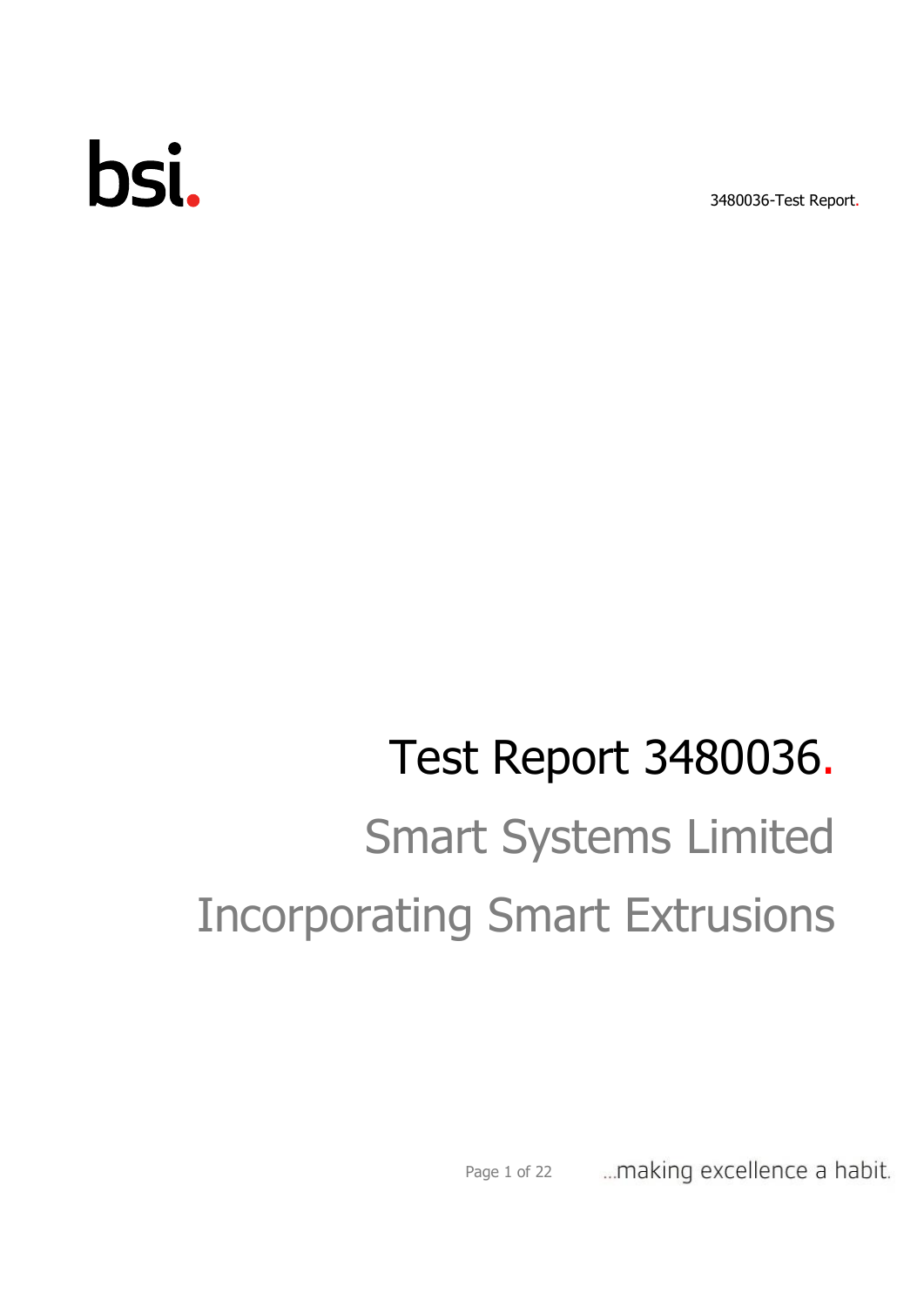# Test Report 3480036.

## Smart Systems Limited

## Incorporating Smart Extrusions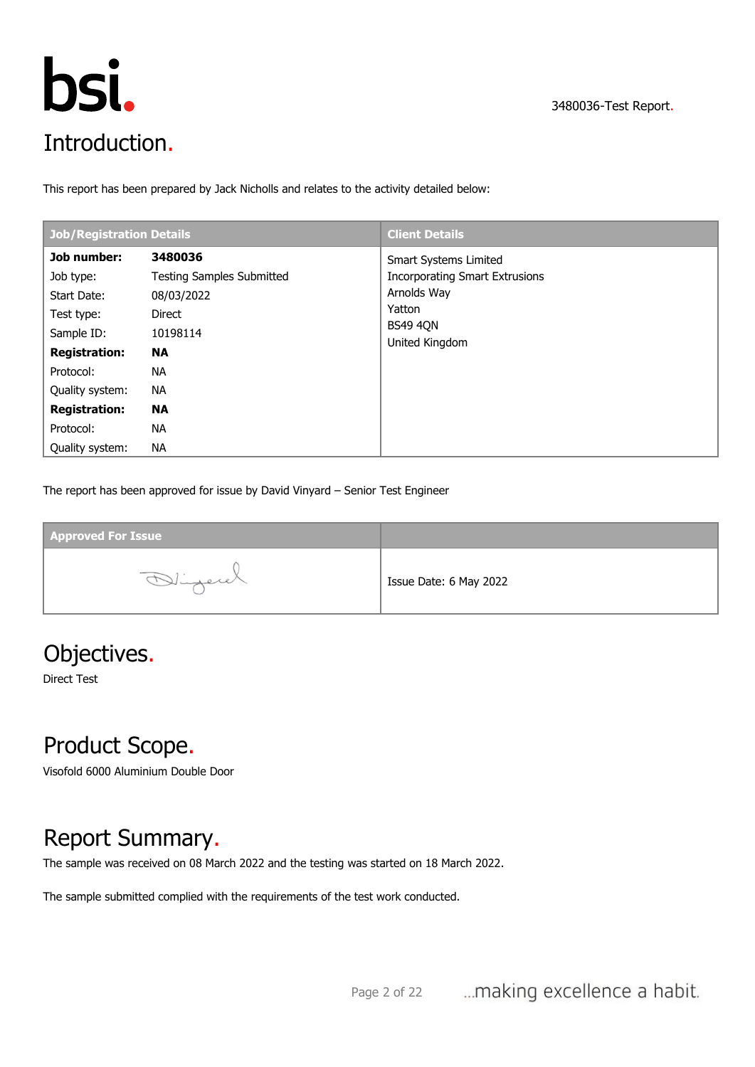# Introduction.

This report has been prepared by Jack Nicholls and relates to the activity detailed below:

| Job/Registration Details | | Client Details |
|---|---|---|
| **Job number:** | **3480036** | Smart Systems Limited<br>Incorporating Smart Extrusions<br>Arnolds Way<br>Yatton<br>BS49 4QN<br>United Kingdom |
| Job type: | Testing Samples Submitted | |
| Start Date: | 08/03/2022 | |
| Test type: | Direct | |
| Sample ID: | 10198114 | |
| **Registration:** | **NA** | |
| Protocol: | NA | |
| Quality system: | NA | |
| **Registration:** | **NA** | |
| Protocol: | NA | |
| Quality system: | NA | |

The report has been approved for issue by David Vinyard – Senior Test Engineer

| Approved For Issue | |
|---|---|
| [Signature] | Issue Date: 6 May 2022 |

# Objectives.

Direct Test

# Product Scope.

Visofold 6000 Aluminium Double Door

# Report Summary.

The sample was received on 08 March 2022 and the testing was started on 18 March 2022.

The sample submitted complied with the requirements of the test work conducted.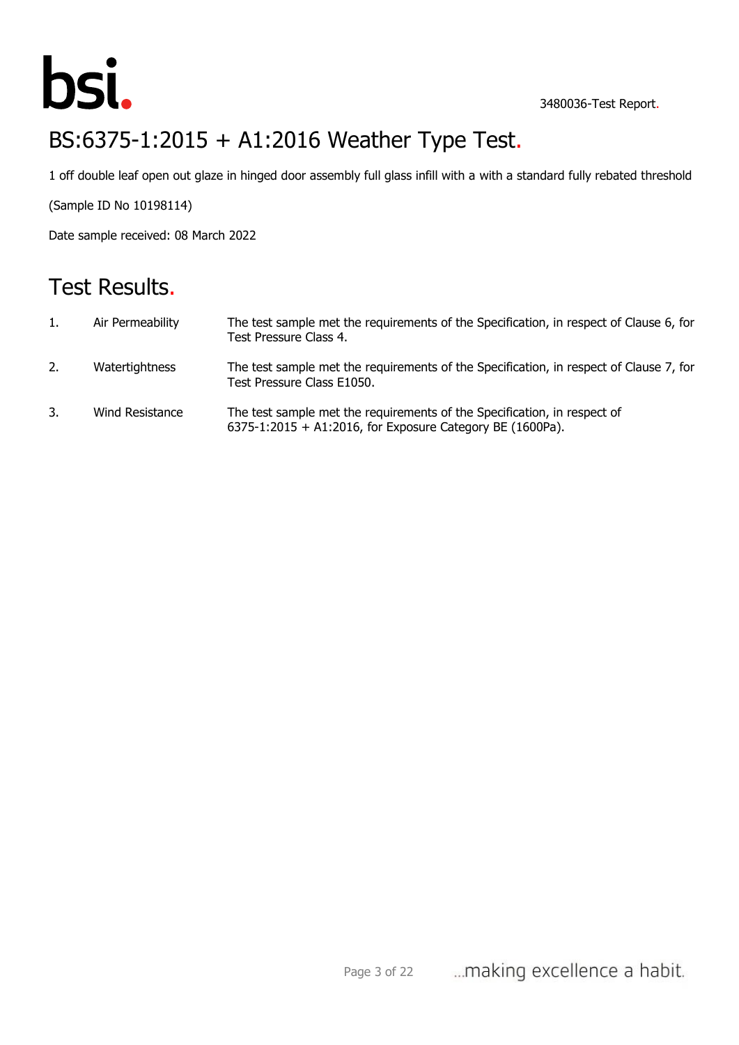# BS:6375-1:2015 + A1:2016 Weather Type Test.

1 off double leaf open out glaze in hinged door assembly full glass infill with a with a standard fully rebated threshold

(Sample ID No 10198114)

Date sample received: 08 March 2022

## Test Results.

1. Air Permeability — The test sample met the requirements of the Specification, in respect of Clause 6, for Test Pressure Class 4.

2. Watertightness — The test sample met the requirements of the Specification, in respect of Clause 7, for Test Pressure Class E1050.

3. Wind Resistance — The test sample met the requirements of the Specification, in respect of 6375-1:2015 + A1:2016, for Exposure Category BE (1600Pa).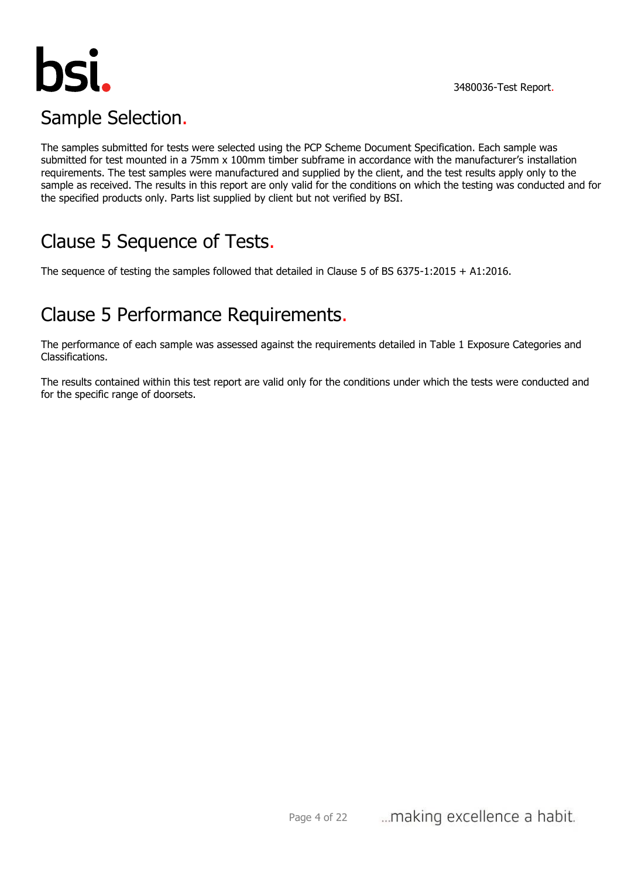## Sample Selection.

The samples submitted for tests were selected using the PCP Scheme Document Specification. Each sample was submitted for test mounted in a 75mm x 100mm timber subframe in accordance with the manufacturer's installation requirements. The test samples were manufactured and supplied by the client, and the test results apply only to the sample as received. The results in this report are only valid for the conditions on which the testing was conducted and for the specified products only. Parts list supplied by client but not verified by BSI.

## Clause 5 Sequence of Tests.

The sequence of testing the samples followed that detailed in Clause 5 of BS 6375-1:2015 + A1:2016.

## Clause 5 Performance Requirements.

The performance of each sample was assessed against the requirements detailed in Table 1 Exposure Categories and Classifications.

The results contained within this test report are valid only for the conditions under which the tests were conducted and for the specific range of doorsets.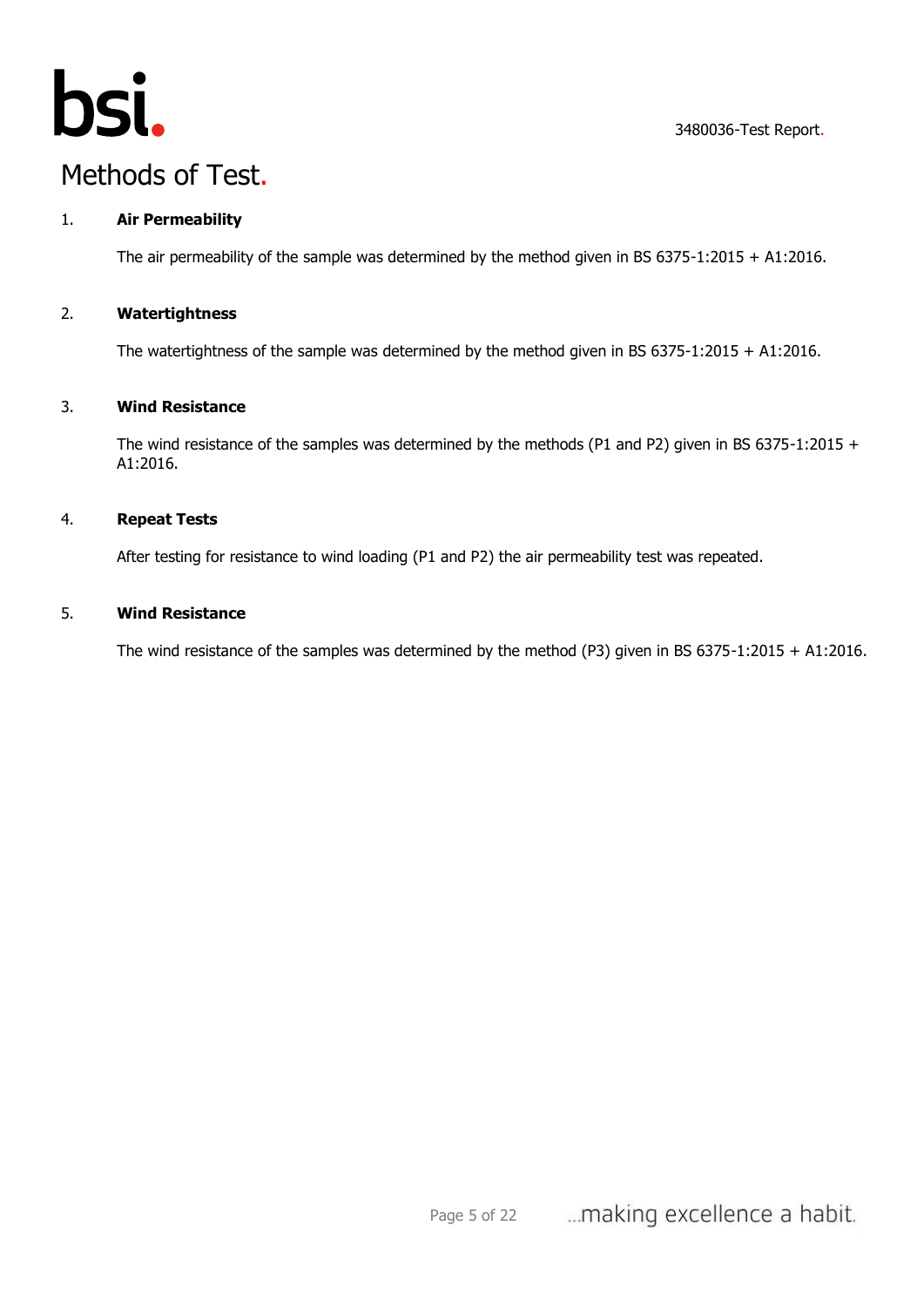# Methods of Test.

1. **Air Permeability**

   The air permeability of the sample was determined by the method given in BS 6375-1:2015 + A1:2016.

2. **Watertightness**

   The watertightness of the sample was determined by the method given in BS 6375-1:2015 + A1:2016.

3. **Wind Resistance**

   The wind resistance of the samples was determined by the methods (P1 and P2) given in BS 6375-1:2015 + A1:2016.

4. **Repeat Tests**

   After testing for resistance to wind loading (P1 and P2) the air permeability test was repeated.

5. **Wind Resistance**

   The wind resistance of the samples was determined by the method (P3) given in BS 6375-1:2015 + A1:2016.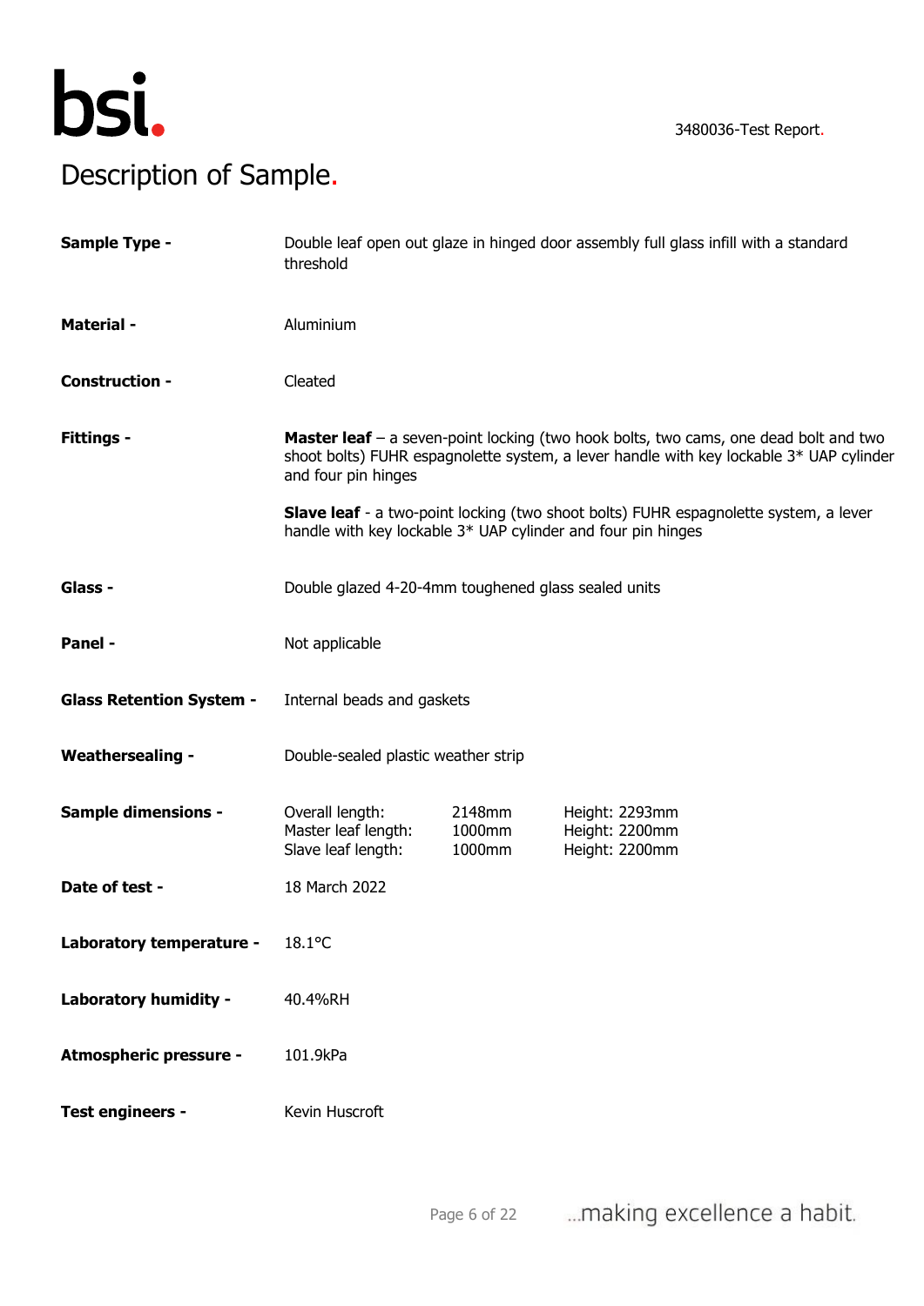# Description of Sample.

**Sample Type -** Double leaf open out glaze in hinged door assembly full glass infill with a standard threshold

**Material -** Aluminium

**Construction -** Cleated

**Fittings -** **Master leaf** – a seven-point locking (two hook bolts, two cams, one dead bolt and two shoot bolts) FUHR espagnolette system, a lever handle with key lockable 3* UAP cylinder and four pin hinges

**Slave leaf** - a two-point locking (two shoot bolts) FUHR espagnolette system, a lever handle with key lockable 3* UAP cylinder and four pin hinges

**Glass -** Double glazed 4-20-4mm toughened glass sealed units

**Panel -** Not applicable

**Glass Retention System -** Internal beads and gaskets

**Weathersealing -** Double-sealed plastic weather strip

**Sample dimensions -**

| | | |
|---|---|---|
| Overall length: | 2148mm | Height: 2293mm |
| Master leaf length: | 1000mm | Height: 2200mm |
| Slave leaf length: | 1000mm | Height: 2200mm |

**Date of test -** 18 March 2022

**Laboratory temperature -** 18.1°C

**Laboratory humidity -** 40.4%RH

**Atmospheric pressure -** 101.9kPa

**Test engineers -** Kevin Huscroft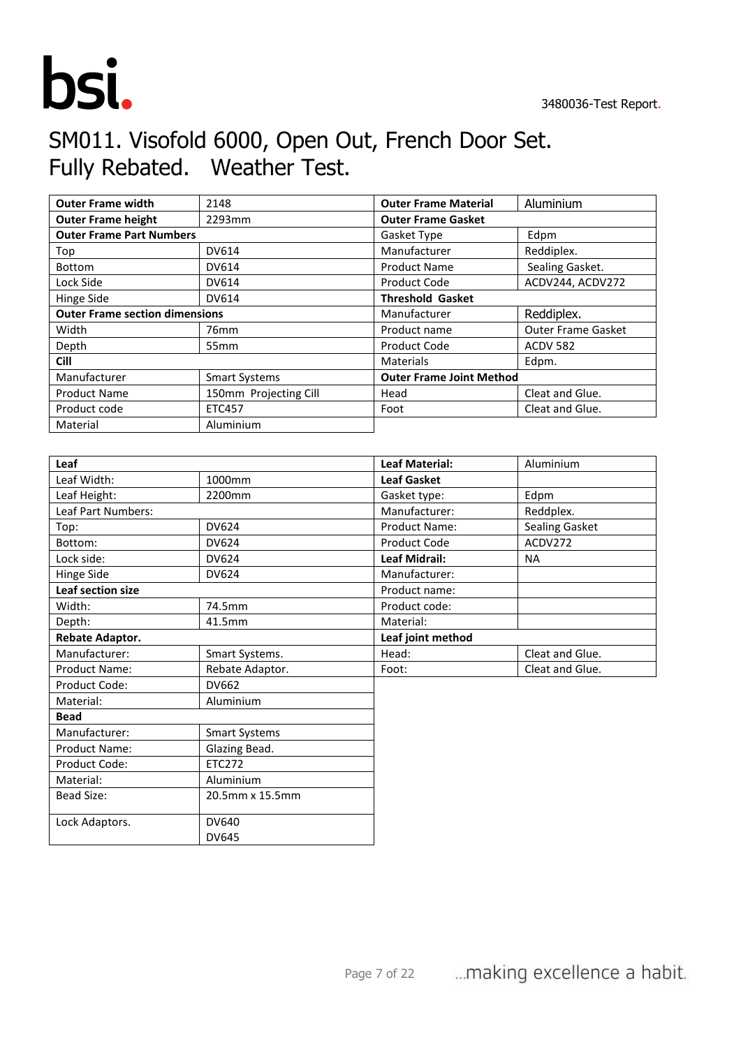# SM011. Visofold 6000, Open Out, French Door Set. Fully Rebated. Weather Test.

| **Outer Frame width** | 2148 | **Outer Frame Material** | Aluminium |
|---|---|---|---|
| **Outer Frame height** | 2293mm | **Outer Frame Gasket** | |
| **Outer Frame Part Numbers** | | Gasket Type | Edpm |
| Top | DV614 | Manufacturer | Reddiplex. |
| Bottom | DV614 | Product Name | Sealing Gasket. |
| Lock Side | DV614 | Product Code | ACDV244, ACDV272 |
| Hinge Side | DV614 | **Threshold Gasket** | |
| **Outer Frame section dimensions** | | Manufacturer | Reddiplex. |
| Width | 76mm | Product name | Outer Frame Gasket |
| Depth | 55mm | Product Code | ACDV 582 |
| **Cill** | | Materials | Edpm. |
| Manufacturer | Smart Systems | **Outer Frame Joint Method** | |
| Product Name | 150mm Projecting Cill | Head | Cleat and Glue. |
| Product code | ETC457 | Foot | Cleat and Glue. |
| Material | Aluminium | | |

| **Leaf** | | **Leaf Material:** | Aluminium |
|---|---|---|---|
| Leaf Width: | 1000mm | **Leaf Gasket** | |
| Leaf Height: | 2200mm | Gasket type: | Edpm |
| Leaf Part Numbers: | | Manufacturer: | Reddplex. |
| Top: | DV624 | Product Name: | Sealing Gasket |
| Bottom: | DV624 | Product Code | ACDV272 |
| Lock side: | DV624 | **Leaf Midrail:** | NA |
| Hinge Side | DV624 | Manufacturer: | |
| **Leaf section size** | | Product name: | |
| Width: | 74.5mm | Product code: | |
| Depth: | 41.5mm | Material: | |
| **Rebate Adaptor.** | | **Leaf joint method** | |
| Manufacturer: | Smart Systems. | Head: | Cleat and Glue. |
| Product Name: | Rebate Adaptor. | Foot: | Cleat and Glue. |
| Product Code: | DV662 | | |
| Material: | Aluminium | | |
| **Bead** | | | |
| Manufacturer: | Smart Systems | | |
| Product Name: | Glazing Bead. | | |
| Product Code: | ETC272 | | |
| Material: | Aluminium | | |
| Bead Size: | 20.5mm x 15.5mm | | |
| Lock Adaptors. | DV640<br>DV645 | | |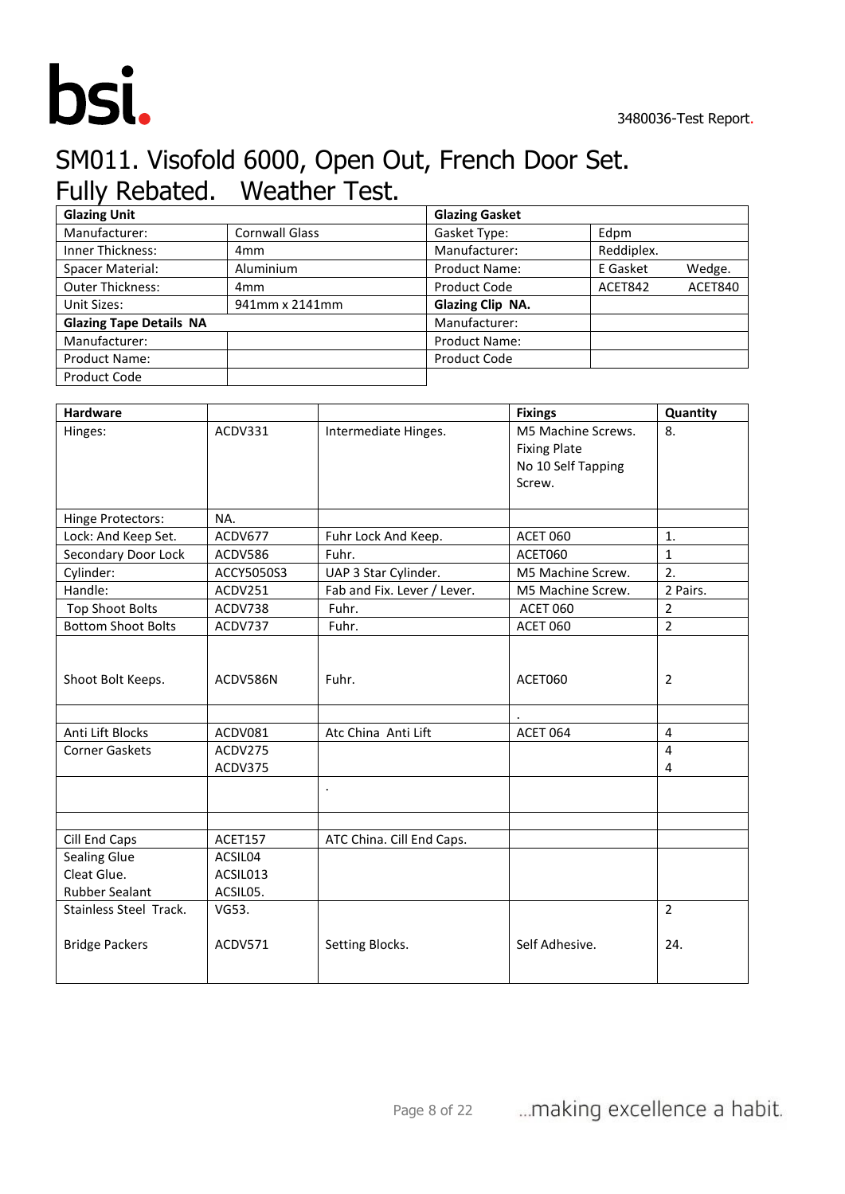# SM011. Visofold 6000, Open Out, French Door Set. Fully Rebated. Weather Test.

| **Glazing Unit** | | **Glazing Gasket** | |
|---|---|---|---|
| Manufacturer: | Cornwall Glass | Gasket Type: | Edpm |
| Inner Thickness: | 4mm | Manufacturer: | Reddiplex. |
| Spacer Material: | Aluminium | Product Name: | E Gasket Wedge. |
| Outer Thickness: | 4mm | Product Code | ACET842 ACET840 |
| Unit Sizes: | 941mm x 2141mm | **Glazing Clip NA.** | |
| **Glazing Tape Details NA** | | Manufacturer: | |
| Manufacturer: | | Product Name: | |
| Product Name: | | Product Code | |
| Product Code | | | |

| **Hardware** | | | **Fixings** | **Quantity** |
|---|---|---|---|---|
| Hinges: | ACDV331 | Intermediate Hinges. | M5 Machine Screws. Fixing Plate No 10 Self Tapping Screw. | 8. |
| Hinge Protectors: | NA. | | | |
| Lock: And Keep Set. | ACDV677 | Fuhr Lock And Keep. | ACET 060 | 1. |
| Secondary Door Lock | ACDV586 | Fuhr. | ACET060 | 1 |
| Cylinder: | ACCY5050S3 | UAP 3 Star Cylinder. | M5 Machine Screw. | 2. |
| Handle: | ACDV251 | Fab and Fix. Lever / Lever. | M5 Machine Screw. | 2 Pairs. |
| Top Shoot Bolts | ACDV738 | Fuhr. | ACET 060 | 2 |
| Bottom Shoot Bolts | ACDV737 | Fuhr. | ACET 060 | 2 |
| Shoot Bolt Keeps. | ACDV586N | Fuhr. | ACET060 | 2 |
| | | | . | |
| Anti Lift Blocks | ACDV081 | Atc China Anti Lift | ACET 064 | 4 |
| Corner Gaskets | ACDV275<br>ACDV375 | | | 4<br>4 |
| | | . | | |
| | | | | |
| Cill End Caps | ACET157 | ATC China. Cill End Caps. | | |
| Sealing Glue<br>Cleat Glue.<br>Rubber Sealant | ACSIL04<br>ACSIL013<br>ACSIL05. | | | |
| Stainless Steel Track.<br><br>Bridge Packers | VG53.<br><br>ACDV571 | Setting Blocks. | Self Adhesive. | 2<br><br>24. |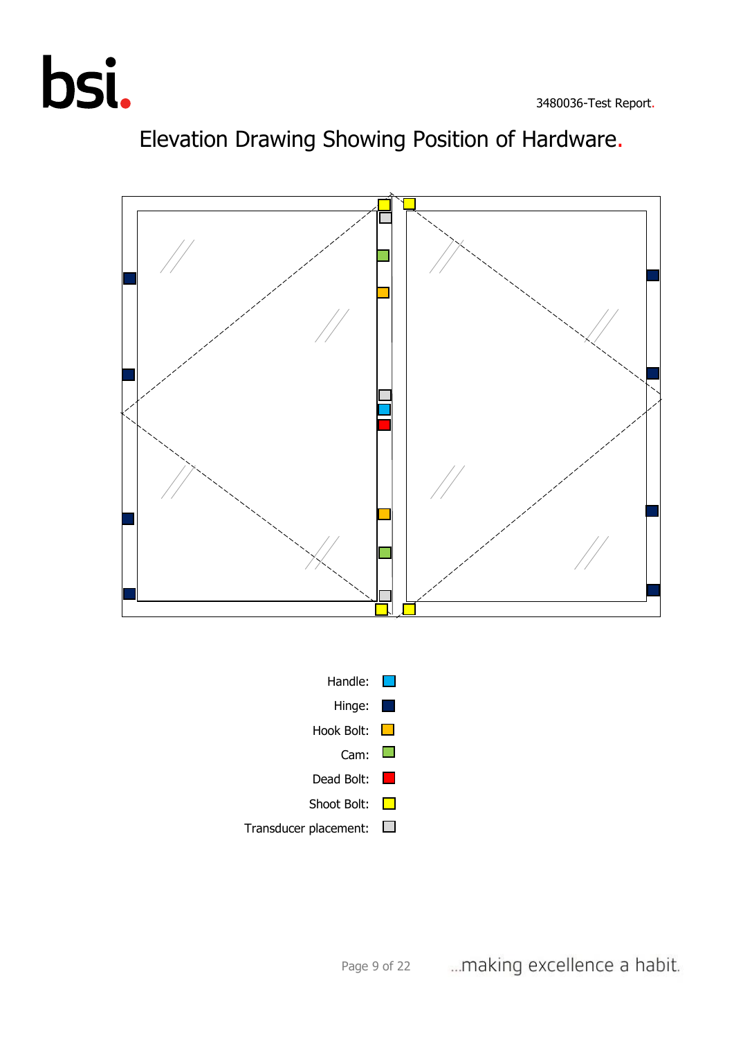# Elevation Drawing Showing Position of Hardware.

Handle:

Hinge:

Hook Bolt:

Cam:

Dead Bolt:

Shoot Bolt:

Transducer placement: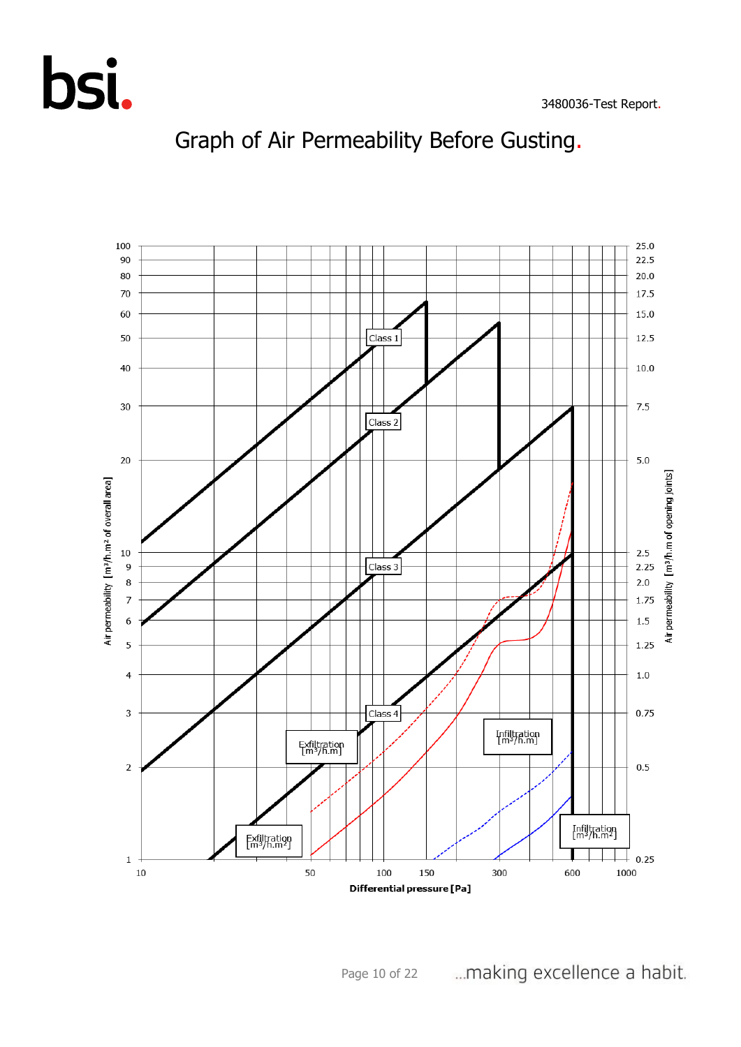# Graph of Air Permeability Before Gusting.

Air permeability [m³/h.m² of overall area] | Air permeability [m³/h.m of opening joints]

Differential pressure [Pa]

Class 1
Class 2
Class 3
Class 4

Exfiltration [m³/h.m]
Infiltration [m³/h.m]
Exfiltration [m³/h.m²]
Infiltration [m³/h.m²]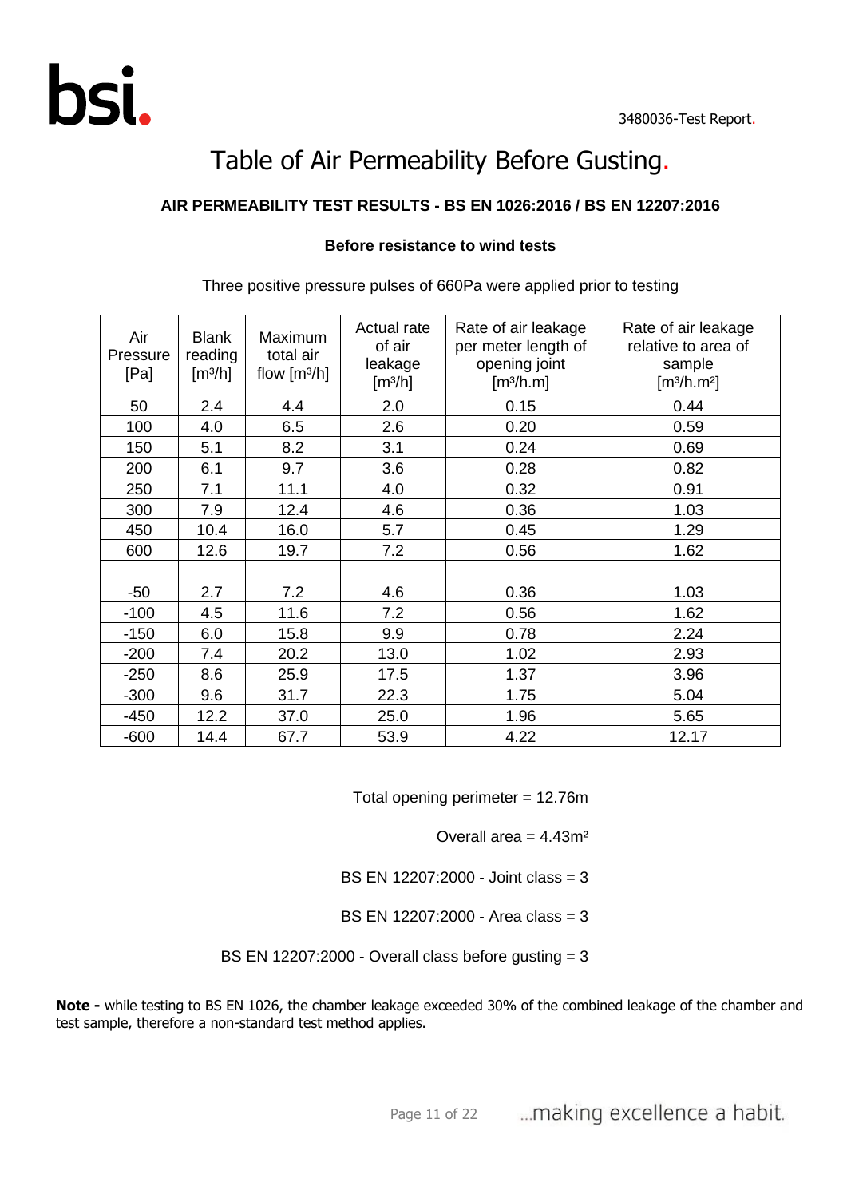# Table of Air Permeability Before Gusting.

**AIR PERMEABILITY TEST RESULTS - BS EN 1026:2016 / BS EN 12207:2016**

**Before resistance to wind tests**

Three positive pressure pulses of 660Pa were applied prior to testing

| Air Pressure [Pa] | Blank reading [m³/h] | Maximum total air flow [m³/h] | Actual rate of air leakage [m³/h] | Rate of air leakage per meter length of opening joint [m³/h.m] | Rate of air leakage relative to area of sample [m³/h.m²] |
|---|---|---|---|---|---|
| 50 | 2.4 | 4.4 | 2.0 | 0.15 | 0.44 |
| 100 | 4.0 | 6.5 | 2.6 | 0.20 | 0.59 |
| 150 | 5.1 | 8.2 | 3.1 | 0.24 | 0.69 |
| 200 | 6.1 | 9.7 | 3.6 | 0.28 | 0.82 |
| 250 | 7.1 | 11.1 | 4.0 | 0.32 | 0.91 |
| 300 | 7.9 | 12.4 | 4.6 | 0.36 | 1.03 |
| 450 | 10.4 | 16.0 | 5.7 | 0.45 | 1.29 |
| 600 | 12.6 | 19.7 | 7.2 | 0.56 | 1.62 |
| | | | | | |
| -50 | 2.7 | 7.2 | 4.6 | 0.36 | 1.03 |
| -100 | 4.5 | 11.6 | 7.2 | 0.56 | 1.62 |
| -150 | 6.0 | 15.8 | 9.9 | 0.78 | 2.24 |
| -200 | 7.4 | 20.2 | 13.0 | 1.02 | 2.93 |
| -250 | 8.6 | 25.9 | 17.5 | 1.37 | 3.96 |
| -300 | 9.6 | 31.7 | 22.3 | 1.75 | 5.04 |
| -450 | 12.2 | 37.0 | 25.0 | 1.96 | 5.65 |
| -600 | 14.4 | 67.7 | 53.9 | 4.22 | 12.17 |

Total opening perimeter = 12.76m

Overall area = 4.43m²

BS EN 12207:2000 - Joint class = 3

BS EN 12207:2000 - Area class = 3

BS EN 12207:2000 - Overall class before gusting = 3

**Note -** while testing to BS EN 1026, the chamber leakage exceeded 30% of the combined leakage of the chamber and test sample, therefore a non-standard test method applies.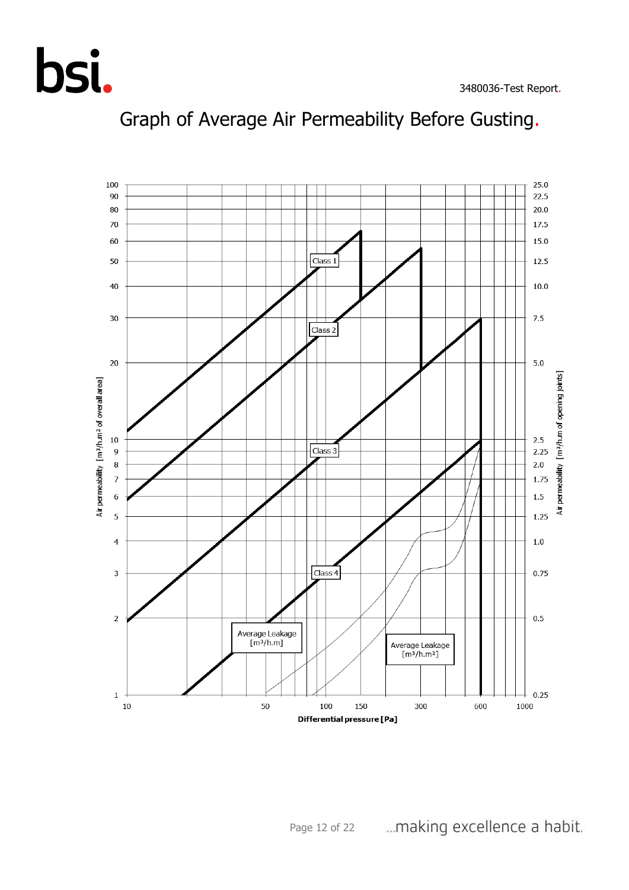# Graph of Average Air Permeability Before Gusting.

Air permeability [m³/h.m² of overall area]

Air permeability [m³/h.m of opening joints]

Class 1

Class 2

Class 3

Class 4

Average Leakage [m³/h.m]

Average Leakage [m³/h.m²]

Differential pressure [Pa]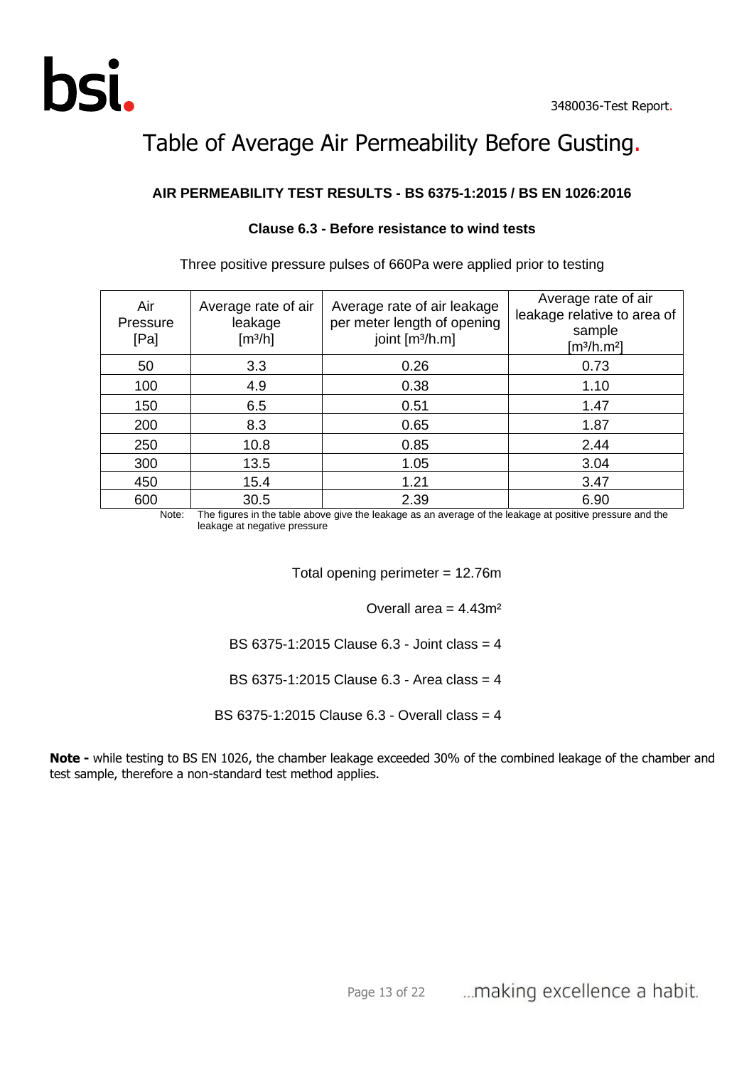# Table of Average Air Permeability Before Gusting.

**AIR PERMEABILITY TEST RESULTS - BS 6375-1:2015 / BS EN 1026:2016**

**Clause 6.3 - Before resistance to wind tests**

Three positive pressure pulses of 660Pa were applied prior to testing

| Air Pressure [Pa] | Average rate of air leakage [$m^3/h$] | Average rate of air leakage per meter length of opening joint [$m^3/h.m$] | Average rate of air leakage relative to area of sample [$m^3/h.m^2$] |
|---|---|---|---|
| 50 | 3.3 | 0.26 | 0.73 |
| 100 | 4.9 | 0.38 | 1.10 |
| 150 | 6.5 | 0.51 | 1.47 |
| 200 | 8.3 | 0.65 | 1.87 |
| 250 | 10.8 | 0.85 | 2.44 |
| 300 | 13.5 | 1.05 | 3.04 |
| 450 | 15.4 | 1.21 | 3.47 |
| 600 | 30.5 | 2.39 | 6.90 |

Note: The figures in the table above give the leakage as an average of the leakage at positive pressure and the leakage at negative pressure

Total opening perimeter = 12.76m

Overall area = 4.43m²

BS 6375-1:2015 Clause 6.3 - Joint class = 4

BS 6375-1:2015 Clause 6.3 - Area class = 4

BS 6375-1:2015 Clause 6.3 - Overall class = 4

**Note -** while testing to BS EN 1026, the chamber leakage exceeded 30% of the combined leakage of the chamber and test sample, therefore a non-standard test method applies.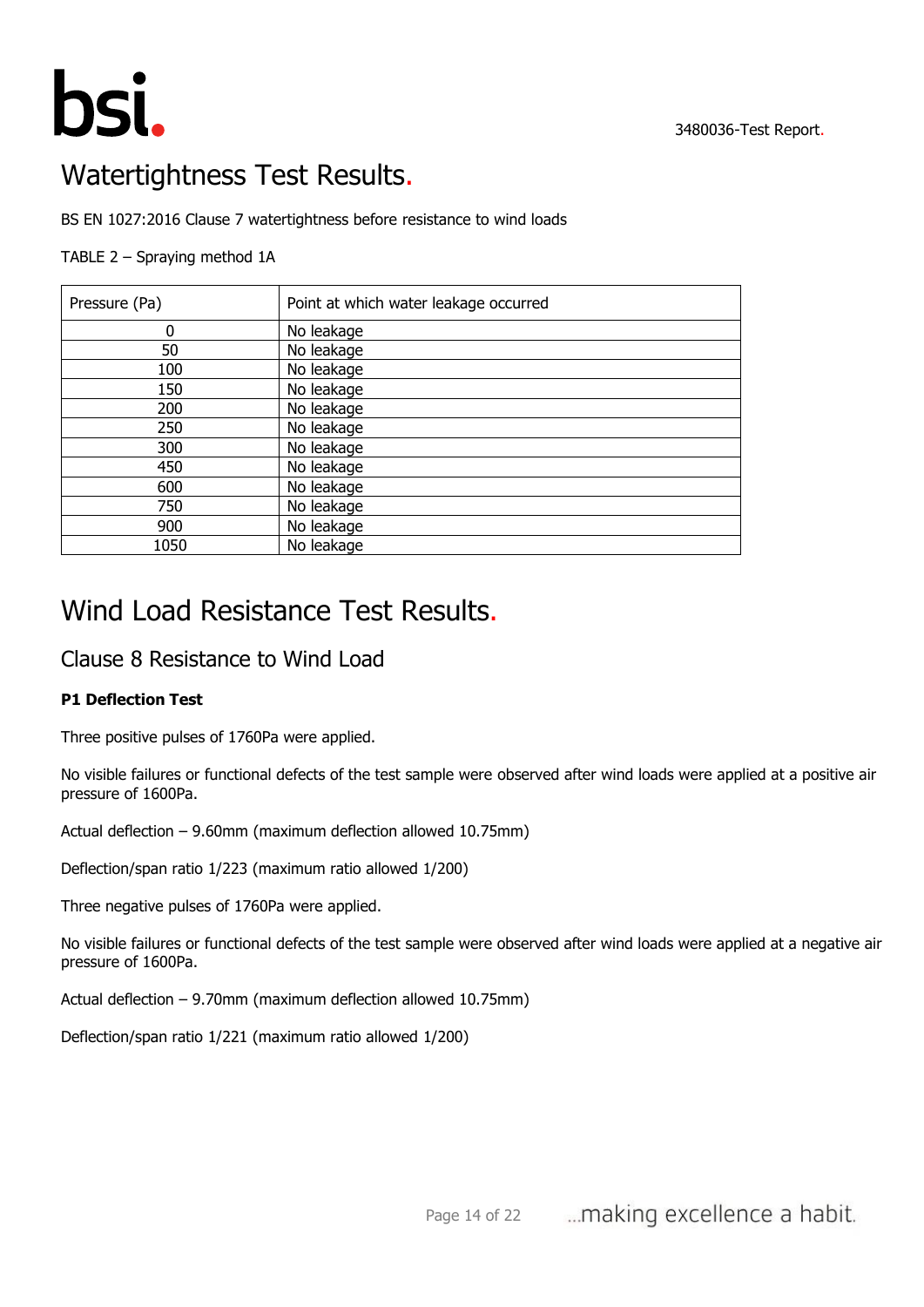# Watertightness Test Results.

BS EN 1027:2016 Clause 7 watertightness before resistance to wind loads

TABLE 2 – Spraying method 1A

| Pressure (Pa) | Point at which water leakage occurred |
|---|---|
| 0 | No leakage |
| 50 | No leakage |
| 100 | No leakage |
| 150 | No leakage |
| 200 | No leakage |
| 250 | No leakage |
| 300 | No leakage |
| 450 | No leakage |
| 600 | No leakage |
| 750 | No leakage |
| 900 | No leakage |
| 1050 | No leakage |

# Wind Load Resistance Test Results.

## Clause 8 Resistance to Wind Load

**P1 Deflection Test**

Three positive pulses of 1760Pa were applied.

No visible failures or functional defects of the test sample were observed after wind loads were applied at a positive air pressure of 1600Pa.

Actual deflection – 9.60mm (maximum deflection allowed 10.75mm)

Deflection/span ratio 1/223 (maximum ratio allowed 1/200)

Three negative pulses of 1760Pa were applied.

No visible failures or functional defects of the test sample were observed after wind loads were applied at a negative air pressure of 1600Pa.

Actual deflection – 9.70mm (maximum deflection allowed 10.75mm)

Deflection/span ratio 1/221 (maximum ratio allowed 1/200)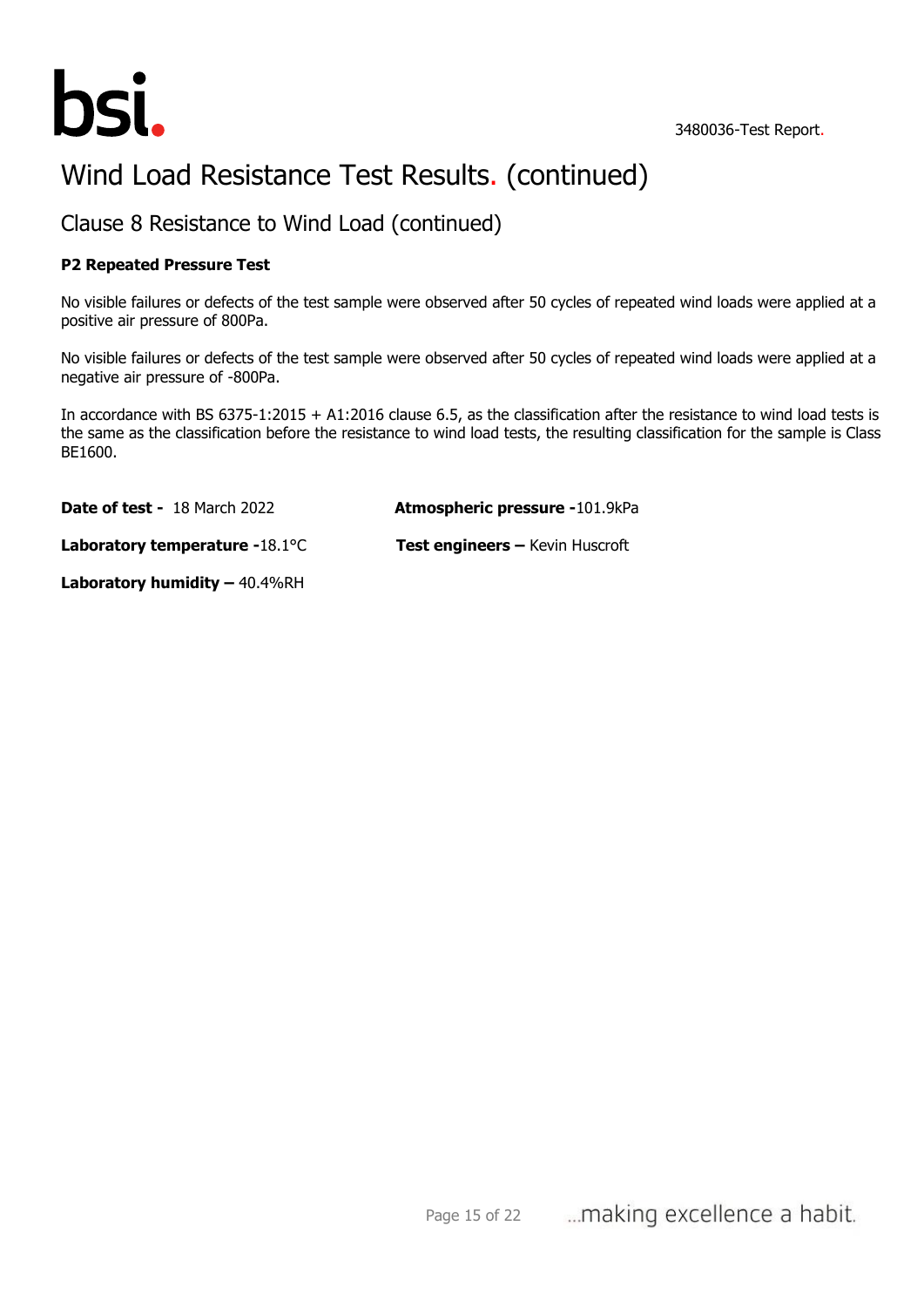# Wind Load Resistance Test Results. (continued)

## Clause 8 Resistance to Wind Load (continued)

**P2 Repeated Pressure Test**

No visible failures or defects of the test sample were observed after 50 cycles of repeated wind loads were applied at a positive air pressure of 800Pa.

No visible failures or defects of the test sample were observed after 50 cycles of repeated wind loads were applied at a negative air pressure of -800Pa.

In accordance with BS 6375-1:2015 + A1:2016 clause 6.5, as the classification after the resistance to wind load tests is the same as the classification before the resistance to wind load tests, the resulting classification for the sample is Class BE1600.

**Date of test -** 18 March 2022

**Atmospheric pressure -**101.9kPa

**Laboratory temperature -**18.1°C

**Test engineers –** Kevin Huscroft

**Laboratory humidity –** 40.4%RH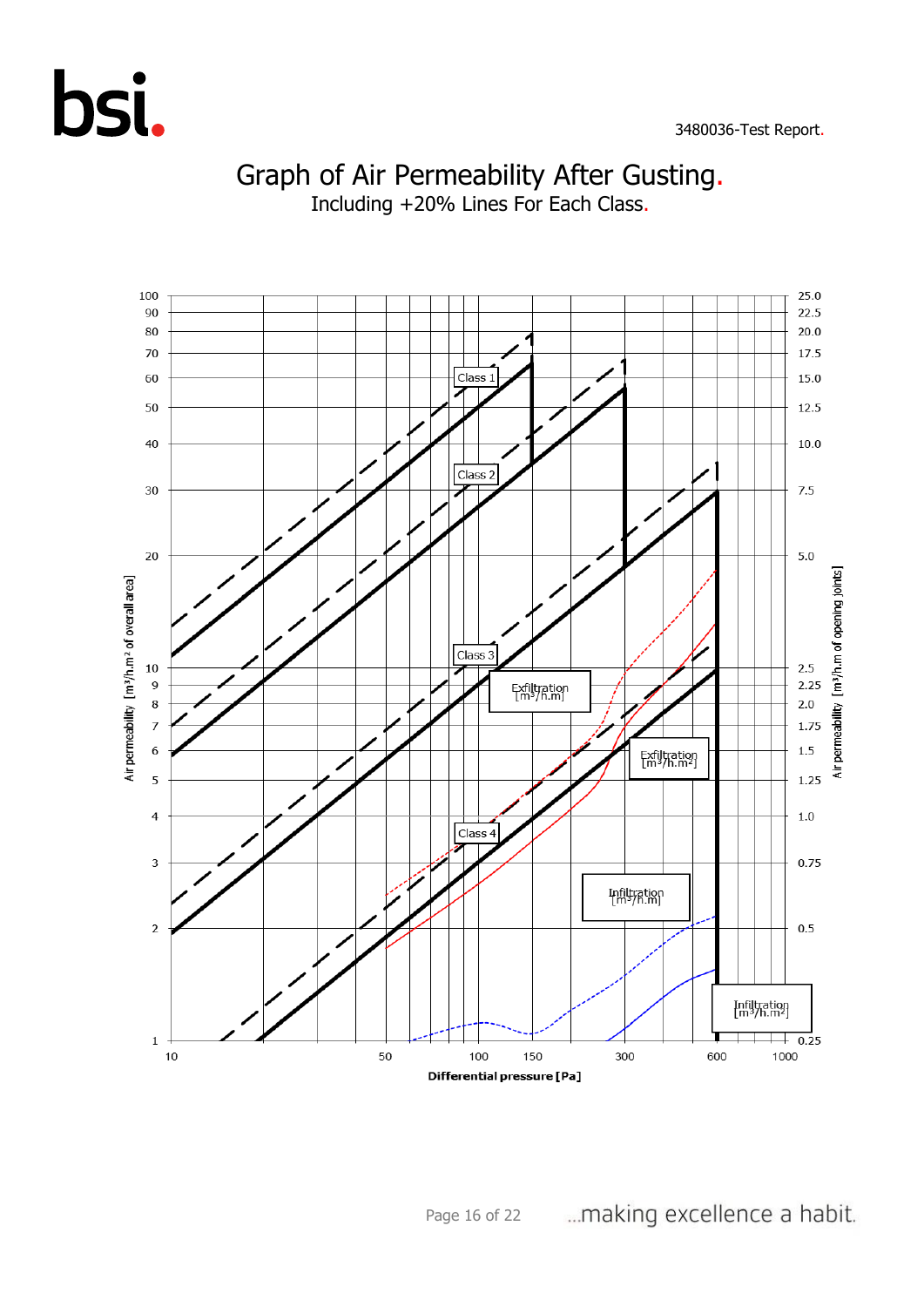# Graph of Air Permeability After Gusting.

Including +20% Lines For Each Class.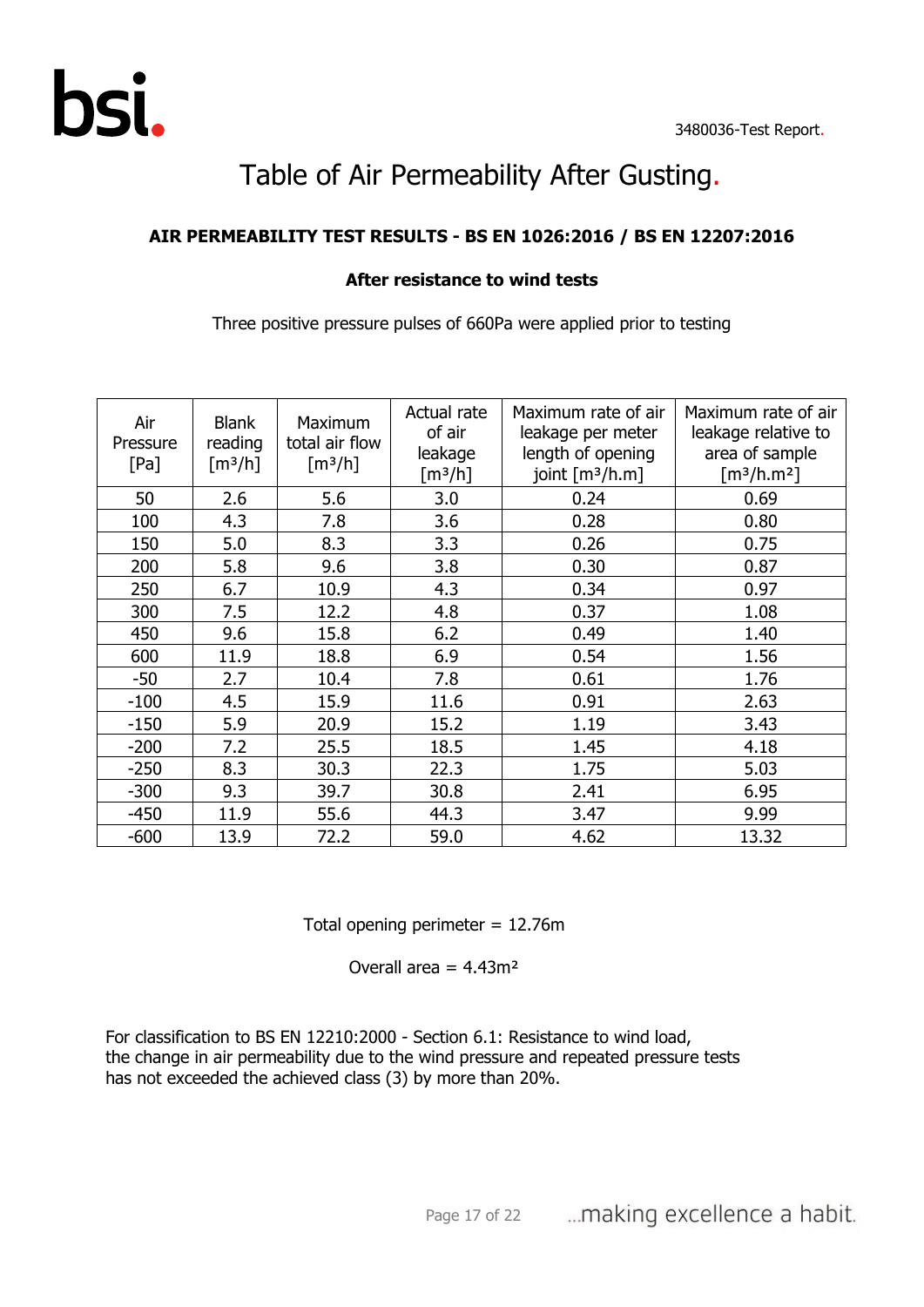# Table of Air Permeability After Gusting.

**AIR PERMEABILITY TEST RESULTS - BS EN 1026:2016 / BS EN 12207:2016**

**After resistance to wind tests**

Three positive pressure pulses of 660Pa were applied prior to testing

| Air Pressure [Pa] | Blank reading [m³/h] | Maximum total air flow [m³/h] | Actual rate of air leakage [m³/h] | Maximum rate of air leakage per meter length of opening joint [m³/h.m] | Maximum rate of air leakage relative to area of sample [m³/h.m²] |
|---|---|---|---|---|---|
| 50 | 2.6 | 5.6 | 3.0 | 0.24 | 0.69 |
| 100 | 4.3 | 7.8 | 3.6 | 0.28 | 0.80 |
| 150 | 5.0 | 8.3 | 3.3 | 0.26 | 0.75 |
| 200 | 5.8 | 9.6 | 3.8 | 0.30 | 0.87 |
| 250 | 6.7 | 10.9 | 4.3 | 0.34 | 0.97 |
| 300 | 7.5 | 12.2 | 4.8 | 0.37 | 1.08 |
| 450 | 9.6 | 15.8 | 6.2 | 0.49 | 1.40 |
| 600 | 11.9 | 18.8 | 6.9 | 0.54 | 1.56 |
| -50 | 2.7 | 10.4 | 7.8 | 0.61 | 1.76 |
| -100 | 4.5 | 15.9 | 11.6 | 0.91 | 2.63 |
| -150 | 5.9 | 20.9 | 15.2 | 1.19 | 3.43 |
| -200 | 7.2 | 25.5 | 18.5 | 1.45 | 4.18 |
| -250 | 8.3 | 30.3 | 22.3 | 1.75 | 5.03 |
| -300 | 9.3 | 39.7 | 30.8 | 2.41 | 6.95 |
| -450 | 11.9 | 55.6 | 44.3 | 3.47 | 9.99 |
| -600 | 13.9 | 72.2 | 59.0 | 4.62 | 13.32 |

Total opening perimeter = 12.76m

Overall area = 4.43m²

For classification to BS EN 12210:2000 - Section 6.1: Resistance to wind load, the change in air permeability due to the wind pressure and repeated pressure tests has not exceeded the achieved class (3) by more than 20%.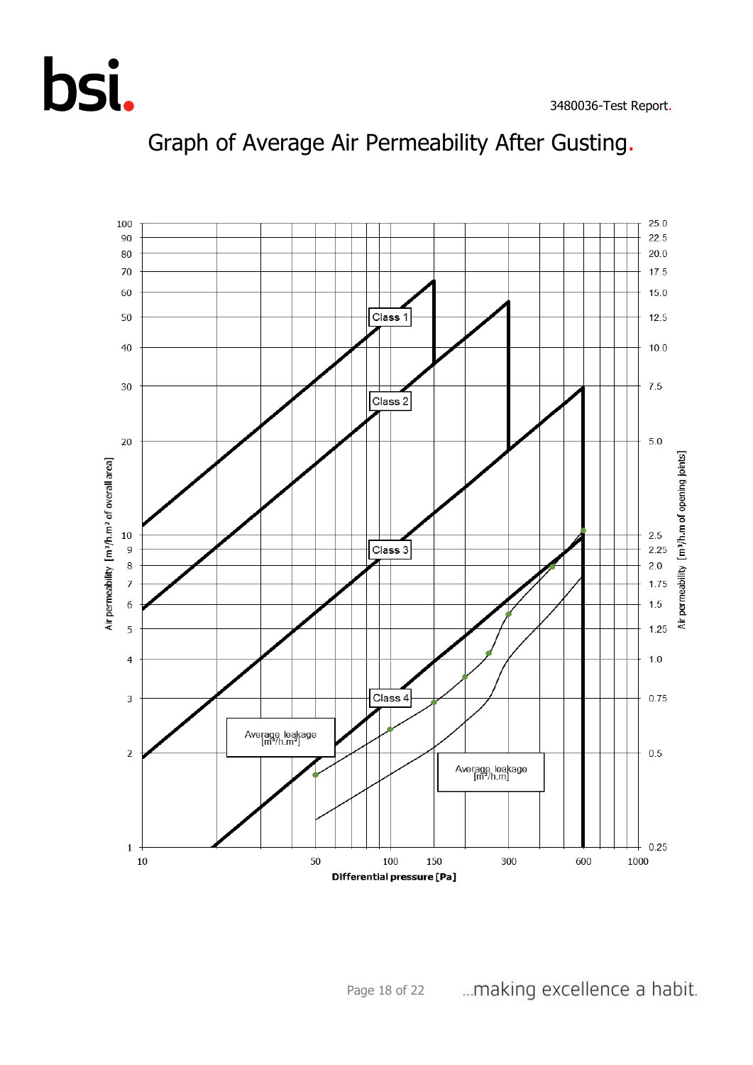# Graph of Average Air Permeability After Gusting.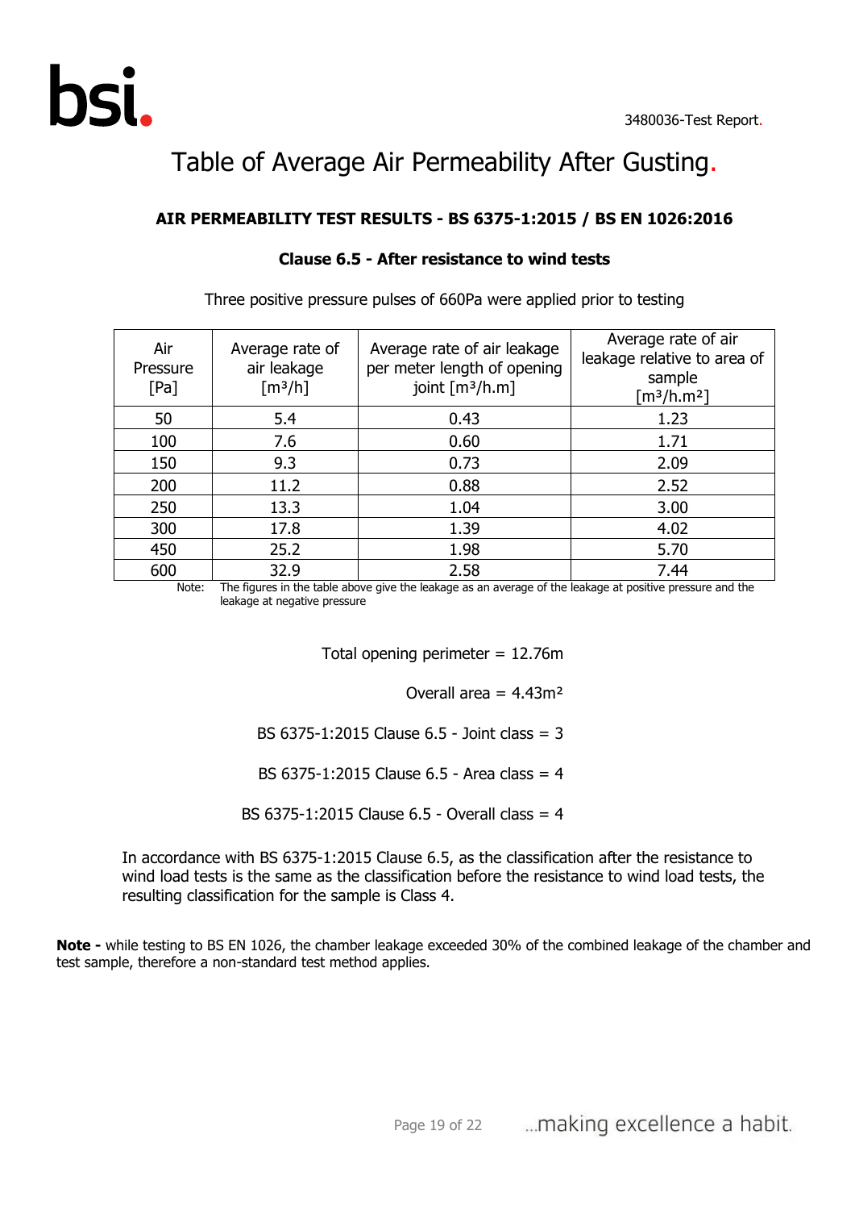# Table of Average Air Permeability After Gusting.

**AIR PERMEABILITY TEST RESULTS - BS 6375-1:2015 / BS EN 1026:2016**

**Clause 6.5 - After resistance to wind tests**

Three positive pressure pulses of 660Pa were applied prior to testing

| Air Pressure [Pa] | Average rate of air leakage [$m^3/h$] | Average rate of air leakage per meter length of opening joint [$m^3/h.m$] | Average rate of air leakage relative to area of sample [$m^3/h.m^2$] |
|---|---|---|---|
| 50 | 5.4 | 0.43 | 1.23 |
| 100 | 7.6 | 0.60 | 1.71 |
| 150 | 9.3 | 0.73 | 2.09 |
| 200 | 11.2 | 0.88 | 2.52 |
| 250 | 13.3 | 1.04 | 3.00 |
| 300 | 17.8 | 1.39 | 4.02 |
| 450 | 25.2 | 1.98 | 5.70 |
| 600 | 32.9 | 2.58 | 7.44 |

Note: The figures in the table above give the leakage as an average of the leakage at positive pressure and the leakage at negative pressure

Total opening perimeter = 12.76m

Overall area = 4.43m²

BS 6375-1:2015 Clause 6.5 - Joint class = 3

BS 6375-1:2015 Clause 6.5 - Area class = 4

BS 6375-1:2015 Clause 6.5 - Overall class = 4

In accordance with BS 6375-1:2015 Clause 6.5, as the classification after the resistance to wind load tests is the same as the classification before the resistance to wind load tests, the resulting classification for the sample is Class 4.

**Note -** while testing to BS EN 1026, the chamber leakage exceeded 30% of the combined leakage of the chamber and test sample, therefore a non-standard test method applies.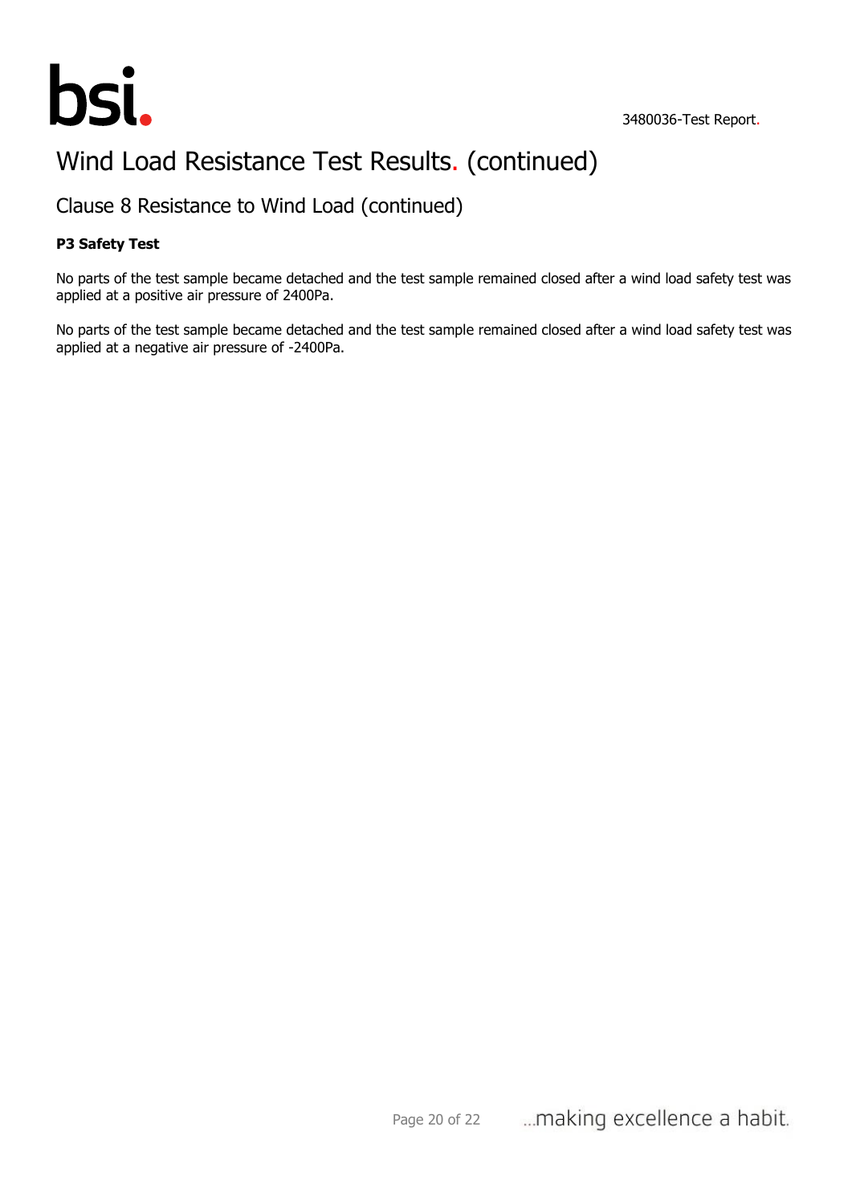# Wind Load Resistance Test Results. (continued)

## Clause 8 Resistance to Wind Load (continued)

**P3 Safety Test**

No parts of the test sample became detached and the test sample remained closed after a wind load safety test was applied at a positive air pressure of 2400Pa.

No parts of the test sample became detached and the test sample remained closed after a wind load safety test was applied at a negative air pressure of -2400Pa.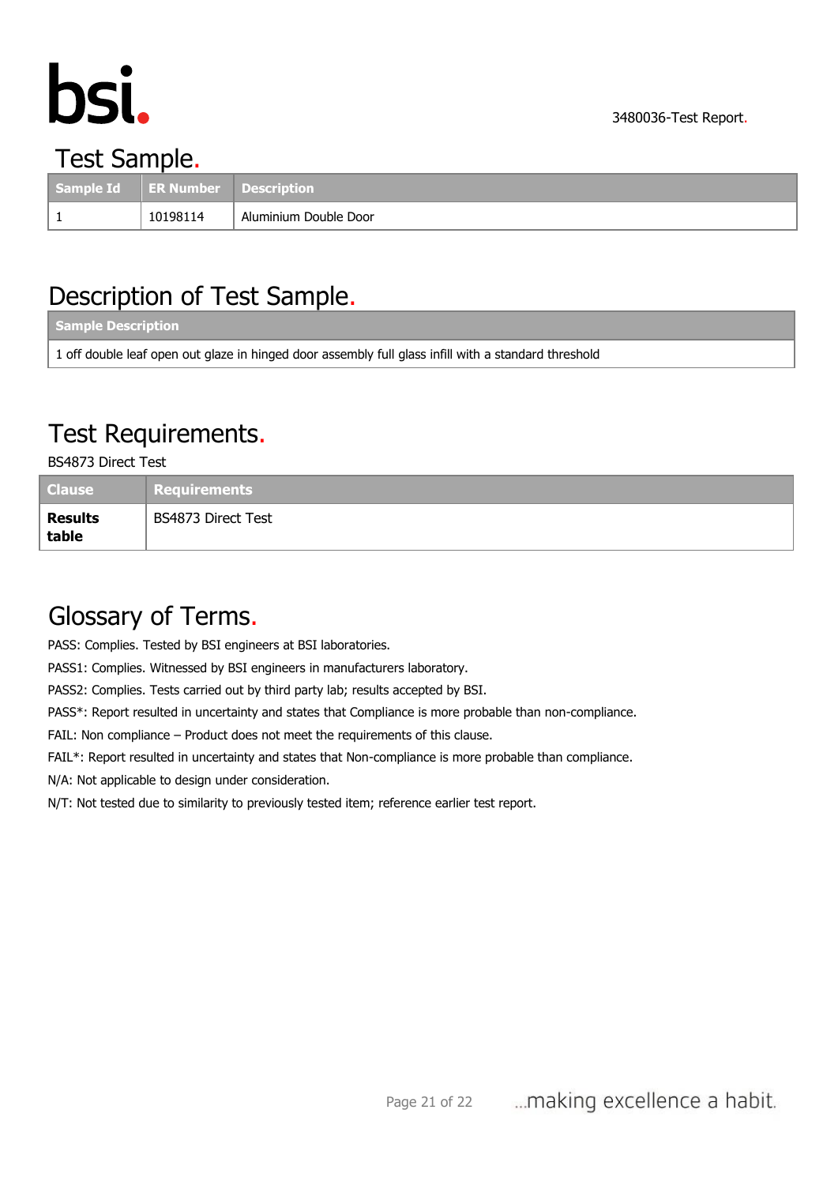## Test Sample.

| Sample Id | ER Number | Description |
|---|---|---|
| 1 | 10198114 | Aluminium Double Door |

## Description of Test Sample.

| Sample Description |
|---|
| 1 off double leaf open out glaze in hinged door assembly full glass infill with a standard threshold |

## Test Requirements.

BS4873 Direct Test

| Clause | Requirements |
|---|---|
| **Results table** | BS4873 Direct Test |

## Glossary of Terms.

PASS: Complies. Tested by BSI engineers at BSI laboratories.

PASS1: Complies. Witnessed by BSI engineers in manufacturers laboratory.

PASS2: Complies. Tests carried out by third party lab; results accepted by BSI.

PASS*: Report resulted in uncertainty and states that Compliance is more probable than non-compliance.

FAIL: Non compliance – Product does not meet the requirements of this clause.

FAIL*: Report resulted in uncertainty and states that Non-compliance is more probable than compliance.

N/A: Not applicable to design under consideration.

N/T: Not tested due to similarity to previously tested item; reference earlier test report.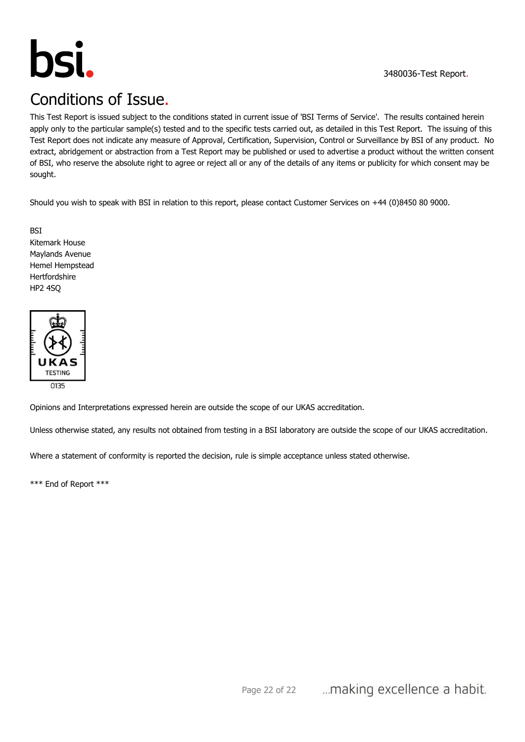# Conditions of Issue.

This Test Report is issued subject to the conditions stated in current issue of 'BSI Terms of Service'. The results contained herein apply only to the particular sample(s) tested and to the specific tests carried out, as detailed in this Test Report. The issuing of this Test Report does not indicate any measure of Approval, Certification, Supervision, Control or Surveillance by BSI of any product. No extract, abridgement or abstraction from a Test Report may be published or used to advertise a product without the written consent of BSI, who reserve the absolute right to agree or reject all or any of the details of any items or publicity for which consent may be sought.

Should you wish to speak with BSI in relation to this report, please contact Customer Services on +44 (0)8450 80 9000.

BSI
Kitemark House
Maylands Avenue
Hemel Hempstead
Hertfordshire
HP2 4SQ

UKAS
TESTING
0135

Opinions and Interpretations expressed herein are outside the scope of our UKAS accreditation.

Unless otherwise stated, any results not obtained from testing in a BSI laboratory are outside the scope of our UKAS accreditation.

Where a statement of conformity is reported the decision, rule is simple acceptance unless stated otherwise.

*** End of Report ***